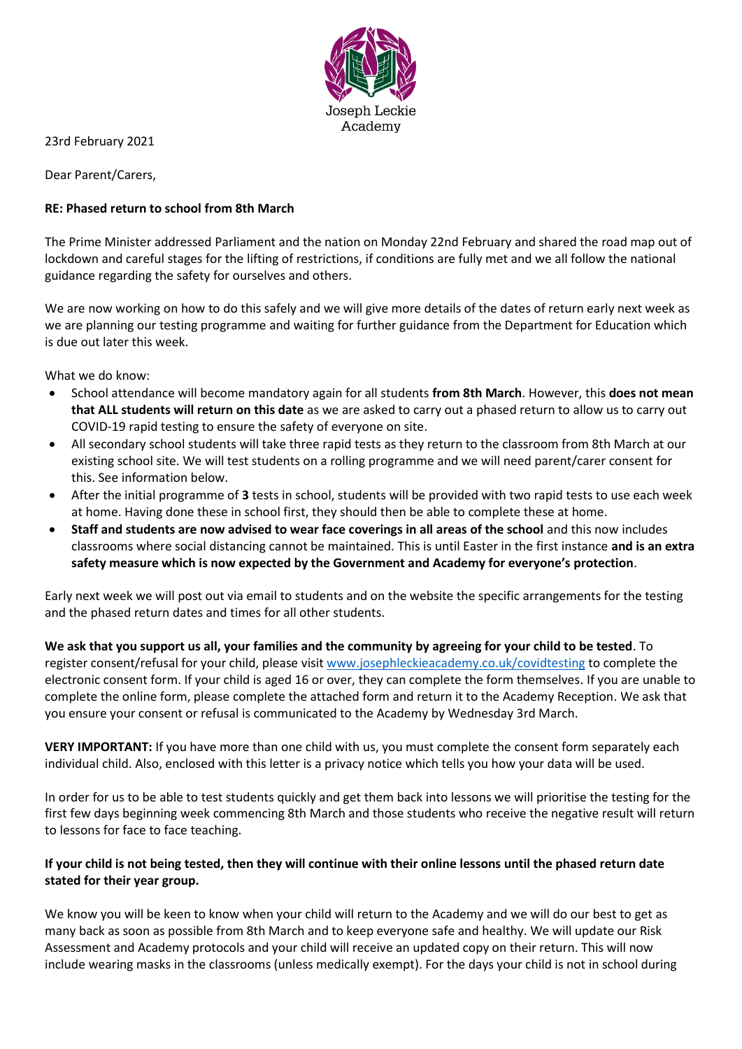Joseph Leckie Academy

23rd February 2021

Dear Parent/Carers,

**RE: Phased return to school from 8th March**

The Prime Minister addressed Parliament and the nation on Monday 22nd February and shared the road map out of lockdown and careful stages for the lifting of restrictions, if conditions are fully met and we all follow the national guidance regarding the safety for ourselves and others.

We are now working on how to do this safely and we will give more details of the dates of return early next week as we are planning our testing programme and waiting for further guidance from the Department for Education which is due out later this week.

What we do know:

- School attendance will become mandatory again for all students **from 8th March**. However, this **does not mean that ALL students will return on this date** as we are asked to carry out a phased return to allow us to carry out COVID-19 rapid testing to ensure the safety of everyone on site.
- All secondary school students will take three rapid tests as they return to the classroom from 8th March at our existing school site. We will test students on a rolling programme and we will need parent/carer consent for this. See information below.
- After the initial programme of **3** tests in school, students will be provided with two rapid tests to use each week at home. Having done these in school first, they should then be able to complete these at home.
- **Staff and students are now advised to wear face coverings in all areas of the school** and this now includes classrooms where social distancing cannot be maintained. This is until Easter in the first instance **and is an extra safety measure which is now expected by the Government and Academy for everyone's protection**.

Early next week we will post out via email to students and on the website the specific arrangements for the testing and the phased return dates and times for all other students.

**We ask that you support us all, your families and the community by agreeing for your child to be tested**. To register consent/refusal for your child, please visit www.josephleckieacademy.co.uk/covidtesting to complete the electronic consent form. If your child is aged 16 or over, they can complete the form themselves. If you are unable to complete the online form, please complete the attached form and return it to the Academy Reception. We ask that you ensure your consent or refusal is communicated to the Academy by Wednesday 3rd March.

**VERY IMPORTANT:** If you have more than one child with us, you must complete the consent form separately each individual child. Also, enclosed with this letter is a privacy notice which tells you how your data will be used.

In order for us to be able to test students quickly and get them back into lessons we will prioritise the testing for the first few days beginning week commencing 8th March and those students who receive the negative result will return to lessons for face to face teaching.

**If your child is not being tested, then they will continue with their online lessons until the phased return date stated for their year group.**

We know you will be keen to know when your child will return to the Academy and we will do our best to get as many back as soon as possible from 8th March and to keep everyone safe and healthy. We will update our Risk Assessment and Academy protocols and your child will receive an updated copy on their return. This will now include wearing masks in the classrooms (unless medically exempt). For the days your child is not in school during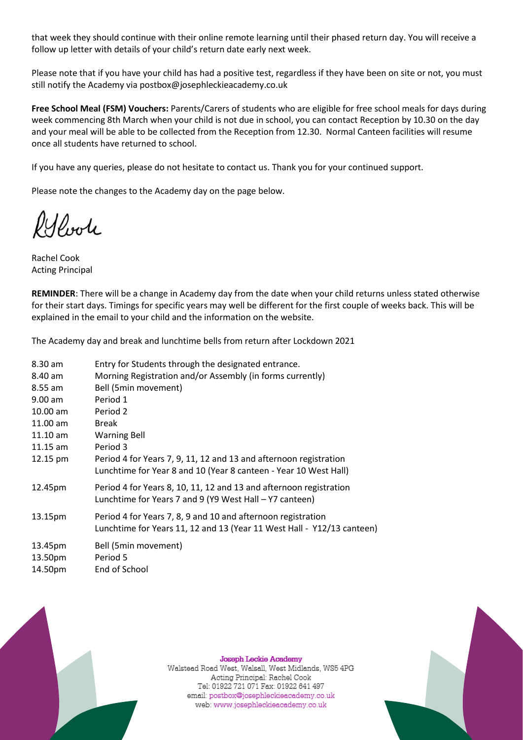that week they should continue with their online remote learning until their phased return day. You will receive a follow up letter with details of your child's return date early next week.

Please note that if you have your child has had a positive test, regardless if they have been on site or not, you must still notify the Academy via postbox@josephleckieacademy.co.uk

**Free School Meal (FSM) Vouchers:** Parents/Carers of students who are eligible for free school meals for days during week commencing 8th March when your child is not due in school, you can contact Reception by 10.30 on the day and your meal will be able to be collected from the Reception from 12.30. Normal Canteen facilities will resume once all students have returned to school.

If you have any queries, please do not hesitate to contact us. Thank you for your continued support.

Please note the changes to the Academy day on the page below.

Rachel Cook
Acting Principal

**REMINDER**: There will be a change in Academy day from the date when your child returns unless stated otherwise for their start days. Timings for specific years may well be different for the first couple of weeks back. This will be explained in the email to your child and the information on the website.

The Academy day and break and lunchtime bells from return after Lockdown 2021

| | |
|---|---|
| 8.30 am | Entry for Students through the designated entrance. |
| 8.40 am | Morning Registration and/or Assembly (in forms currently) |
| 8.55 am | Bell (5min movement) |
| 9.00 am | Period 1 |
| 10.00 am | Period 2 |
| 11.00 am | Break |
| 11.10 am | Warning Bell |
| 11.15 am | Period 3 |
| 12.15 pm | Period 4 for Years 7, 9, 11, 12 and 13 and afternoon registration<br>Lunchtime for Year 8 and 10 (Year 8 canteen - Year 10 West Hall) |
| 12.45pm | Period 4 for Years 8, 10, 11, 12 and 13 and afternoon registration<br>Lunchtime for Years 7 and 9 (Y9 West Hall – Y7 canteen) |
| 13.15pm | Period 4 for Years 7, 8, 9 and 10 and afternoon registration<br>Lunchtime for Years 11, 12 and 13 (Year 11 West Hall - Y12/13 canteen) |
| 13.45pm | Bell (5min movement) |
| 13.50pm | Period 5 |
| 14.50pm | End of School |

**Joseph Leckie Academy**
Walstead Road West, Walsall, West Midlands, WS5 4PG
Acting Principal: Rachel Cook
Tel: 01922 721 071 Fax: 01922 641 497
email: postbox@josephleckieacademy.co.uk
web: www.josephleckieacademy.co.uk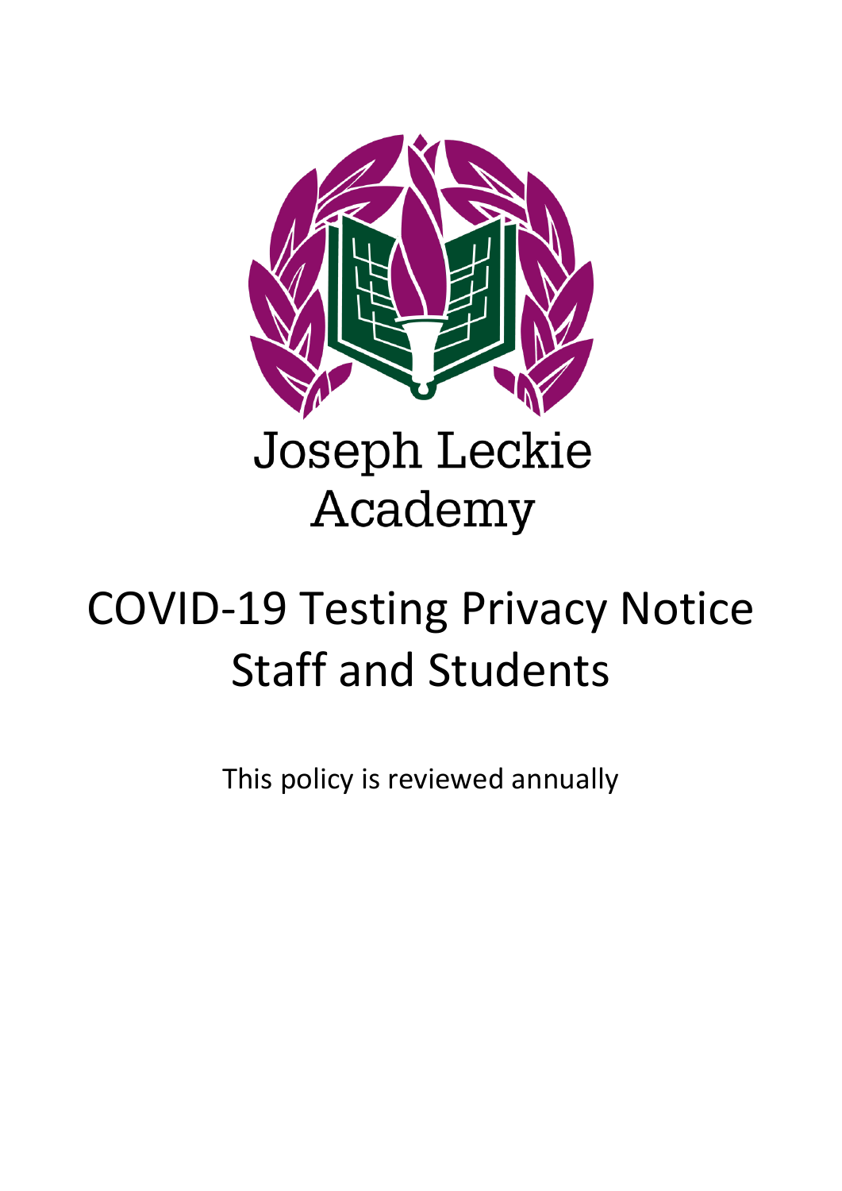Joseph Leckie Academy

# COVID-19 Testing Privacy Notice Staff and Students

This policy is reviewed annually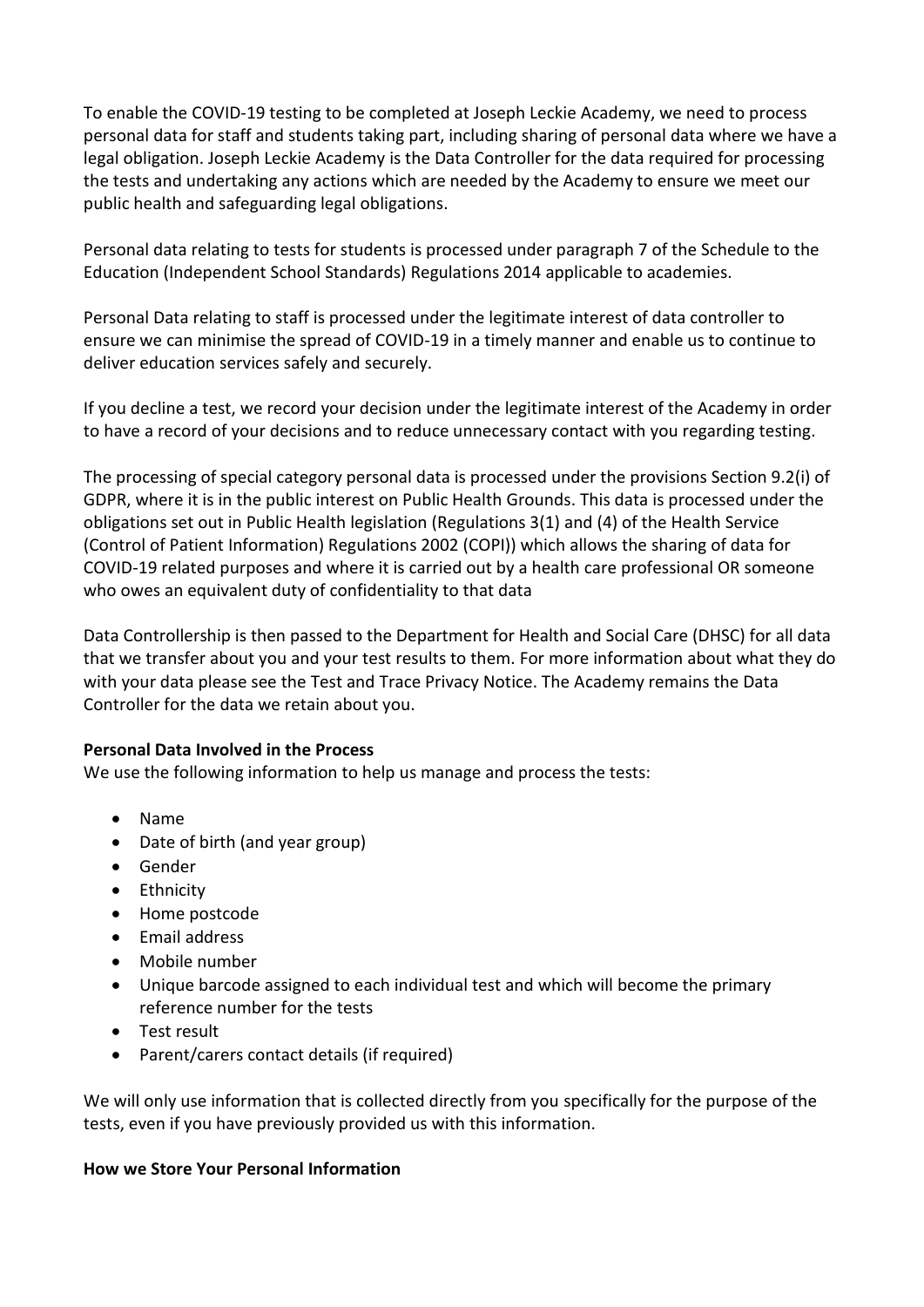To enable the COVID-19 testing to be completed at Joseph Leckie Academy, we need to process personal data for staff and students taking part, including sharing of personal data where we have a legal obligation. Joseph Leckie Academy is the Data Controller for the data required for processing the tests and undertaking any actions which are needed by the Academy to ensure we meet our public health and safeguarding legal obligations.

Personal data relating to tests for students is processed under paragraph 7 of the Schedule to the Education (Independent School Standards) Regulations 2014 applicable to academies.

Personal Data relating to staff is processed under the legitimate interest of data controller to ensure we can minimise the spread of COVID-19 in a timely manner and enable us to continue to deliver education services safely and securely.

If you decline a test, we record your decision under the legitimate interest of the Academy in order to have a record of your decisions and to reduce unnecessary contact with you regarding testing.

The processing of special category personal data is processed under the provisions Section 9.2(i) of GDPR, where it is in the public interest on Public Health Grounds. This data is processed under the obligations set out in Public Health legislation (Regulations 3(1) and (4) of the Health Service (Control of Patient Information) Regulations 2002 (COPI)) which allows the sharing of data for COVID-19 related purposes and where it is carried out by a health care professional OR someone who owes an equivalent duty of confidentiality to that data

Data Controllership is then passed to the Department for Health and Social Care (DHSC) for all data that we transfer about you and your test results to them. For more information about what they do with your data please see the Test and Trace Privacy Notice. The Academy remains the Data Controller for the data we retain about you.

**Personal Data Involved in the Process**

We use the following information to help us manage and process the tests:

- Name
- Date of birth (and year group)
- Gender
- Ethnicity
- Home postcode
- Email address
- Mobile number
- Unique barcode assigned to each individual test and which will become the primary reference number for the tests
- Test result
- Parent/carers contact details (if required)

We will only use information that is collected directly from you specifically for the purpose of the tests, even if you have previously provided us with this information.

**How we Store Your Personal Information**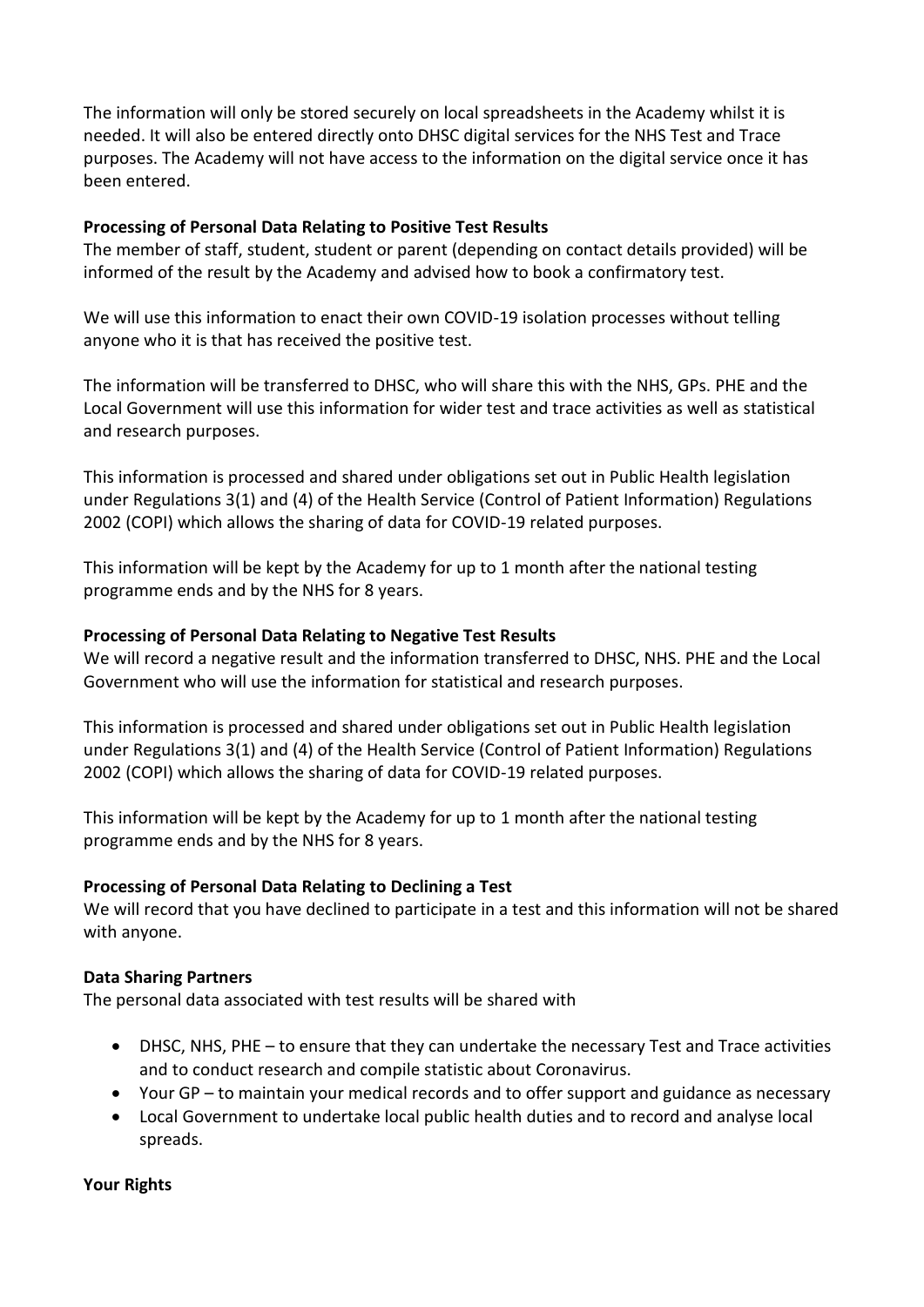The information will only be stored securely on local spreadsheets in the Academy whilst it is needed. It will also be entered directly onto DHSC digital services for the NHS Test and Trace purposes. The Academy will not have access to the information on the digital service once it has been entered.

**Processing of Personal Data Relating to Positive Test Results**
The member of staff, student, student or parent (depending on contact details provided) will be informed of the result by the Academy and advised how to book a confirmatory test.

We will use this information to enact their own COVID-19 isolation processes without telling anyone who it is that has received the positive test.

The information will be transferred to DHSC, who will share this with the NHS, GPs. PHE and the Local Government will use this information for wider test and trace activities as well as statistical and research purposes.

This information is processed and shared under obligations set out in Public Health legislation under Regulations 3(1) and (4) of the Health Service (Control of Patient Information) Regulations 2002 (COPI) which allows the sharing of data for COVID-19 related purposes.

This information will be kept by the Academy for up to 1 month after the national testing programme ends and by the NHS for 8 years.

**Processing of Personal Data Relating to Negative Test Results**
We will record a negative result and the information transferred to DHSC, NHS. PHE and the Local Government who will use the information for statistical and research purposes.

This information is processed and shared under obligations set out in Public Health legislation under Regulations 3(1) and (4) of the Health Service (Control of Patient Information) Regulations 2002 (COPI) which allows the sharing of data for COVID-19 related purposes.

This information will be kept by the Academy for up to 1 month after the national testing programme ends and by the NHS for 8 years.

**Processing of Personal Data Relating to Declining a Test**
We will record that you have declined to participate in a test and this information will not be shared with anyone.

**Data Sharing Partners**
The personal data associated with test results will be shared with

- DHSC, NHS, PHE – to ensure that they can undertake the necessary Test and Trace activities and to conduct research and compile statistic about Coronavirus.
- Your GP – to maintain your medical records and to offer support and guidance as necessary
- Local Government to undertake local public health duties and to record and analyse local spreads.

**Your Rights**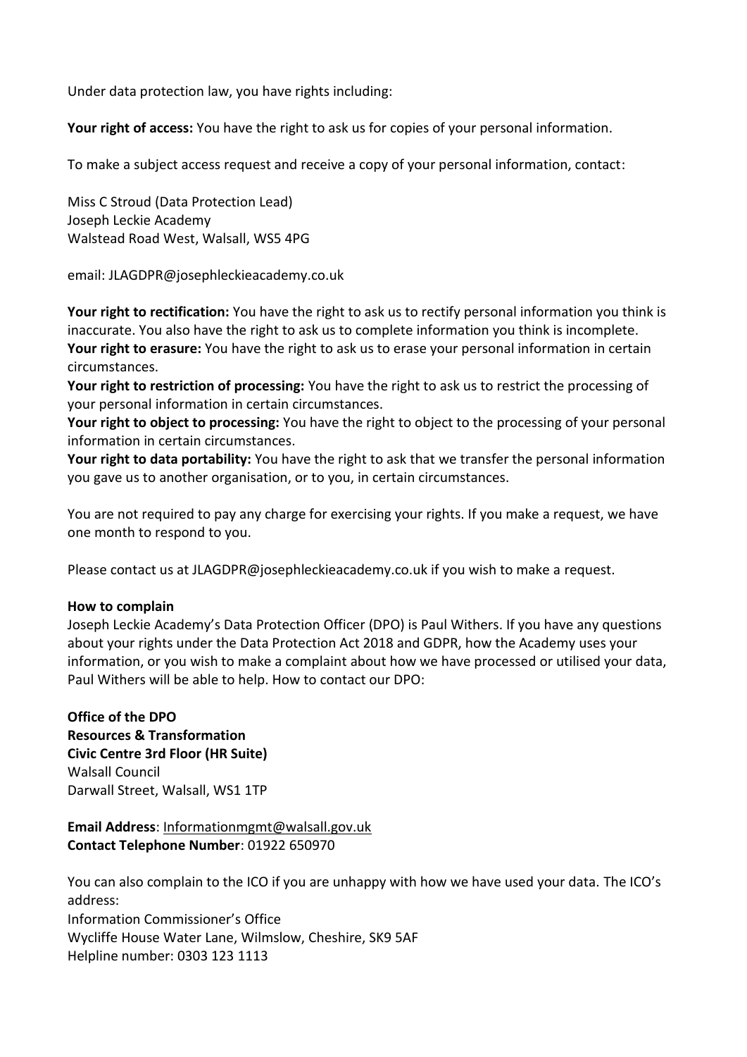Under data protection law, you have rights including:

**Your right of access:** You have the right to ask us for copies of your personal information.

To make a subject access request and receive a copy of your personal information, contact:

Miss C Stroud (Data Protection Lead)
Joseph Leckie Academy
Walstead Road West, Walsall, WS5 4PG

email: JLAGDPR@josephleckieacademy.co.uk

**Your right to rectification:** You have the right to ask us to rectify personal information you think is inaccurate. You also have the right to ask us to complete information you think is incomplete.
**Your right to erasure:** You have the right to ask us to erase your personal information in certain circumstances.
**Your right to restriction of processing:** You have the right to ask us to restrict the processing of your personal information in certain circumstances.
**Your right to object to processing:** You have the right to object to the processing of your personal information in certain circumstances.
**Your right to data portability:** You have the right to ask that we transfer the personal information you gave us to another organisation, or to you, in certain circumstances.

You are not required to pay any charge for exercising your rights. If you make a request, we have one month to respond to you.

Please contact us at JLAGDPR@josephleckieacademy.co.uk if you wish to make a request.

**How to complain**
Joseph Leckie Academy's Data Protection Officer (DPO) is Paul Withers. If you have any questions about your rights under the Data Protection Act 2018 and GDPR, how the Academy uses your information, or you wish to make a complaint about how we have processed or utilised your data, Paul Withers will be able to help. How to contact our DPO:

**Office of the DPO**
**Resources & Transformation**
**Civic Centre 3rd Floor (HR Suite)**
Walsall Council
Darwall Street, Walsall, WS1 1TP

**Email Address**: Informationmgmt@walsall.gov.uk
**Contact Telephone Number**: 01922 650970

You can also complain to the ICO if you are unhappy with how we have used your data. The ICO's address:
Information Commissioner's Office
Wycliffe House Water Lane, Wilmslow, Cheshire, SK9 5AF
Helpline number: 0303 123 1113